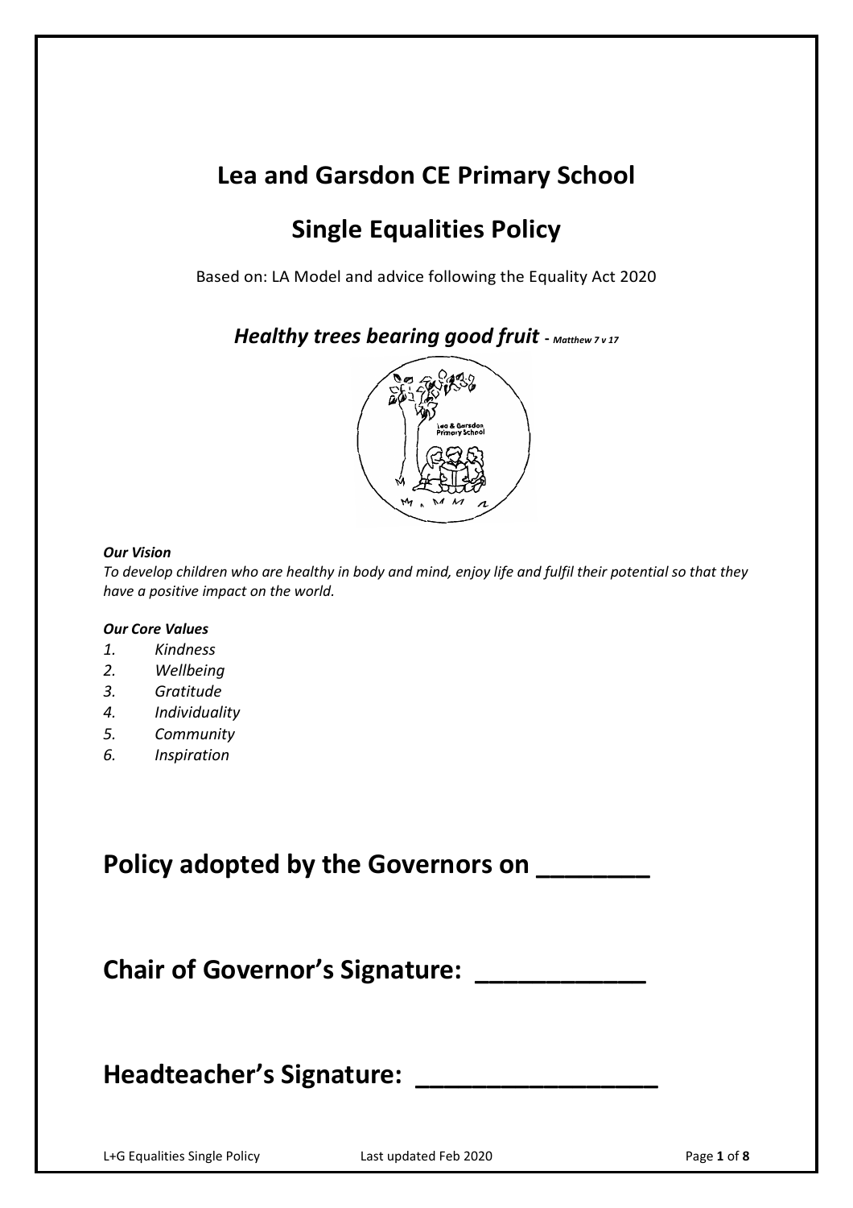# Lea and Garsdon CE Primary School

## Single Equalities Policy

Based on: LA Model and advice following the Equality Act 2020

***Healthy trees bearing good fruit*** - *Matthew 7 v 17*

***Our Vision***
*To develop children who are healthy in body and mind, enjoy life and fulfil their potential so that they have a positive impact on the world.*

***Our Core Values***
1. *Kindness*
2. *Wellbeing*
3. *Gratitude*
4. *Individuality*
5. *Community*
6. *Inspiration*

# Policy adopted by the Governors on _______

# Chair of Governor's Signature: ___________

# Headteacher's Signature: ________________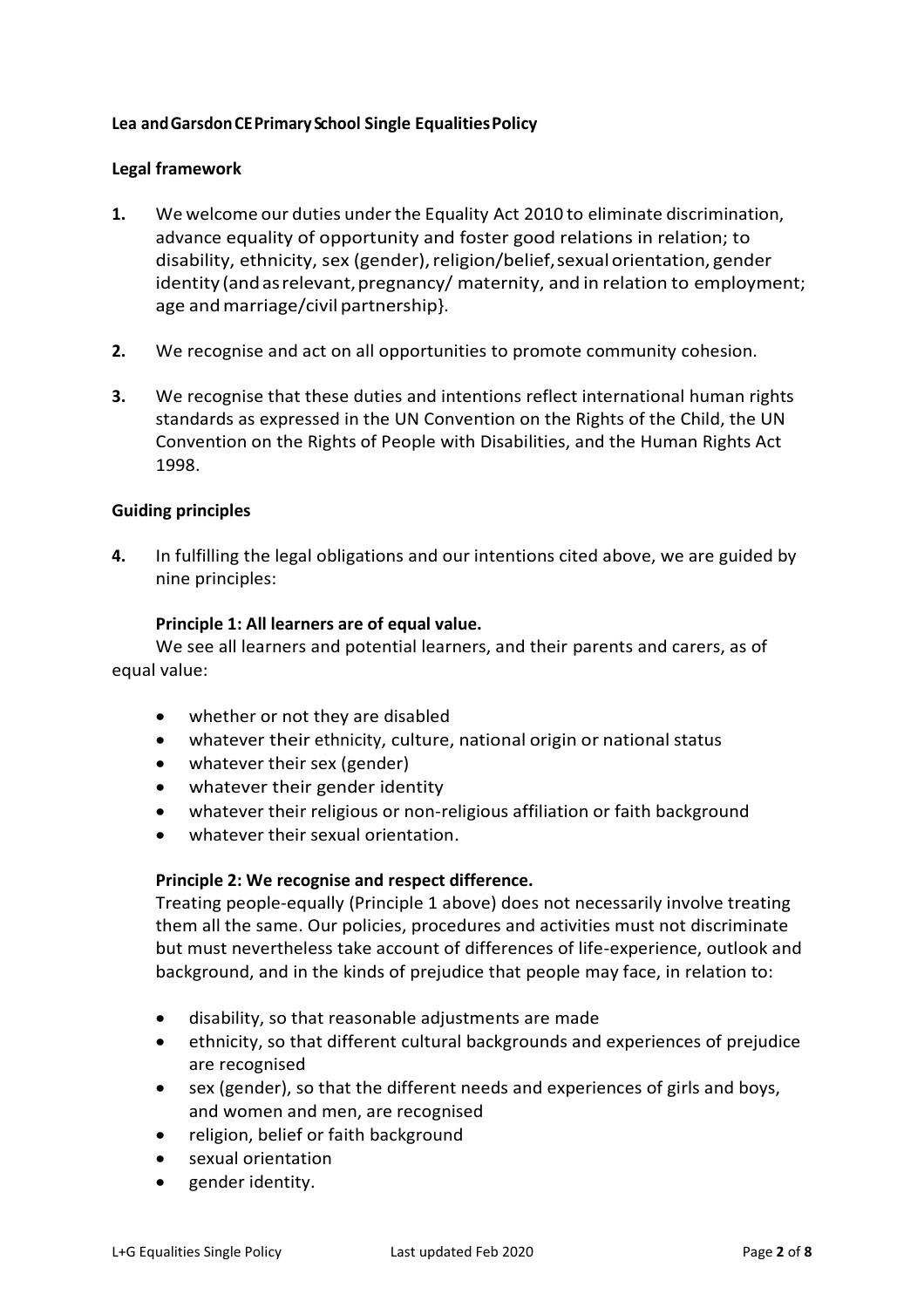**Lea and Garsdon CE Primary School Single Equalities Policy**

**Legal framework**

1. We welcome our duties under the Equality Act 2010 to eliminate discrimination, advance equality of opportunity and foster good relations in relation; to disability, ethnicity, sex (gender), religion/belief, sexual orientation, gender identity (and as relevant, pregnancy/ maternity, and in relation to employment; age and marriage/civil partnership}.

2. We recognise and act on all opportunities to promote community cohesion.

3. We recognise that these duties and intentions reflect international human rights standards as expressed in the UN Convention on the Rights of the Child, the UN Convention on the Rights of People with Disabilities, and the Human Rights Act 1998.

**Guiding principles**

4. In fulfilling the legal obligations and our intentions cited above, we are guided by nine principles:

**Principle 1: All learners are of equal value.**

We see all learners and potential learners, and their parents and carers, as of equal value:

- whether or not they are disabled
- whatever their ethnicity, culture, national origin or national status
- whatever their sex (gender)
- whatever their gender identity
- whatever their religious or non-religious affiliation or faith background
- whatever their sexual orientation.

**Principle 2: We recognise and respect difference.**

Treating people-equally (Principle 1 above) does not necessarily involve treating them all the same. Our policies, procedures and activities must not discriminate but must nevertheless take account of differences of life-experience, outlook and background, and in the kinds of prejudice that people may face, in relation to:

- disability, so that reasonable adjustments are made
- ethnicity, so that different cultural backgrounds and experiences of prejudice are recognised
- sex (gender), so that the different needs and experiences of girls and boys, and women and men, are recognised
- religion, belief or faith background
- sexual orientation
- gender identity.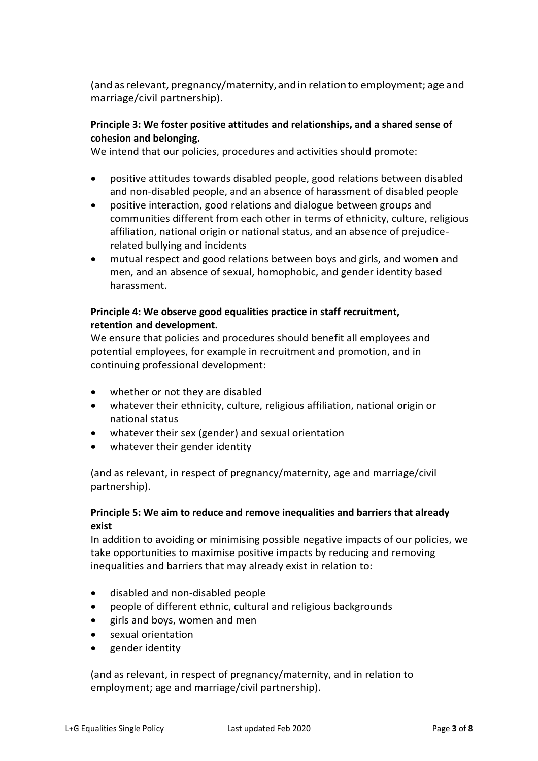(and as relevant, pregnancy/maternity, and in relation to employment; age and marriage/civil partnership).

**Principle 3: We foster positive attitudes and relationships, and a shared sense of cohesion and belonging.**

We intend that our policies, procedures and activities should promote:

- positive attitudes towards disabled people, good relations between disabled and non-disabled people, and an absence of harassment of disabled people
- positive interaction, good relations and dialogue between groups and communities different from each other in terms of ethnicity, culture, religious affiliation, national origin or national status, and an absence of prejudice-related bullying and incidents
- mutual respect and good relations between boys and girls, and women and men, and an absence of sexual, homophobic, and gender identity based harassment.

**Principle 4: We observe good equalities practice in staff recruitment, retention and development.**

We ensure that policies and procedures should benefit all employees and potential employees, for example in recruitment and promotion, and in continuing professional development:

- whether or not they are disabled
- whatever their ethnicity, culture, religious affiliation, national origin or national status
- whatever their sex (gender) and sexual orientation
- whatever their gender identity

(and as relevant, in respect of pregnancy/maternity, age and marriage/civil partnership).

**Principle 5: We aim to reduce and remove inequalities and barriers that already exist**

In addition to avoiding or minimising possible negative impacts of our policies, we take opportunities to maximise positive impacts by reducing and removing inequalities and barriers that may already exist in relation to:

- disabled and non-disabled people
- people of different ethnic, cultural and religious backgrounds
- girls and boys, women and men
- sexual orientation
- gender identity

(and as relevant, in respect of pregnancy/maternity, and in relation to employment; age and marriage/civil partnership).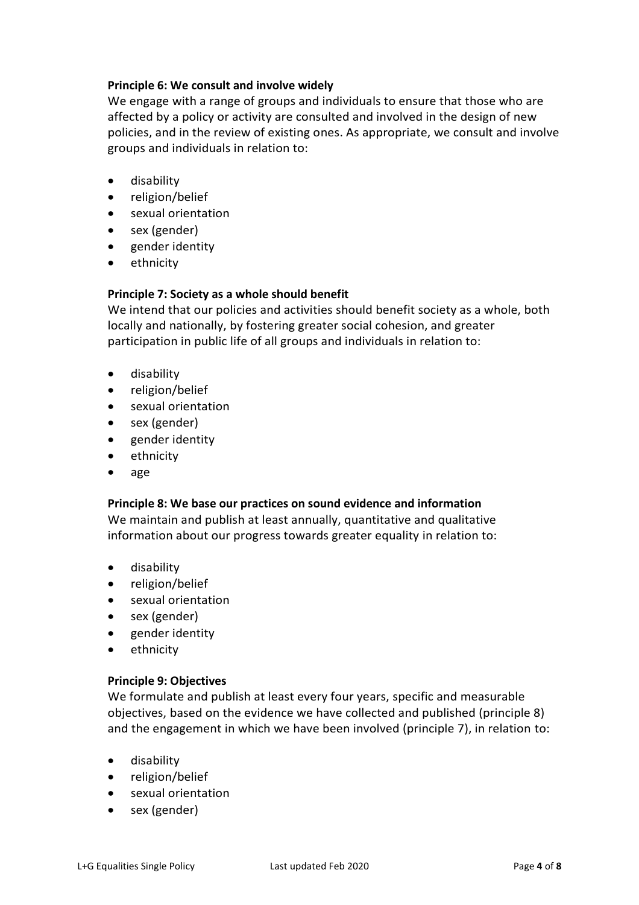**Principle 6: We consult and involve widely**

We engage with a range of groups and individuals to ensure that those who are affected by a policy or activity are consulted and involved in the design of new policies, and in the review of existing ones. As appropriate, we consult and involve groups and individuals in relation to:

- disability
- religion/belief
- sexual orientation
- sex (gender)
- gender identity
- ethnicity

**Principle 7: Society as a whole should benefit**

We intend that our policies and activities should benefit society as a whole, both locally and nationally, by fostering greater social cohesion, and greater participation in public life of all groups and individuals in relation to:

- disability
- religion/belief
- sexual orientation
- sex (gender)
- gender identity
- ethnicity
- age

**Principle 8: We base our practices on sound evidence and information**

We maintain and publish at least annually, quantitative and qualitative information about our progress towards greater equality in relation to:

- disability
- religion/belief
- sexual orientation
- sex (gender)
- gender identity
- ethnicity

**Principle 9: Objectives**

We formulate and publish at least every four years, specific and measurable objectives, based on the evidence we have collected and published (principle 8) and the engagement in which we have been involved (principle 7), in relation to:

- disability
- religion/belief
- sexual orientation
- sex (gender)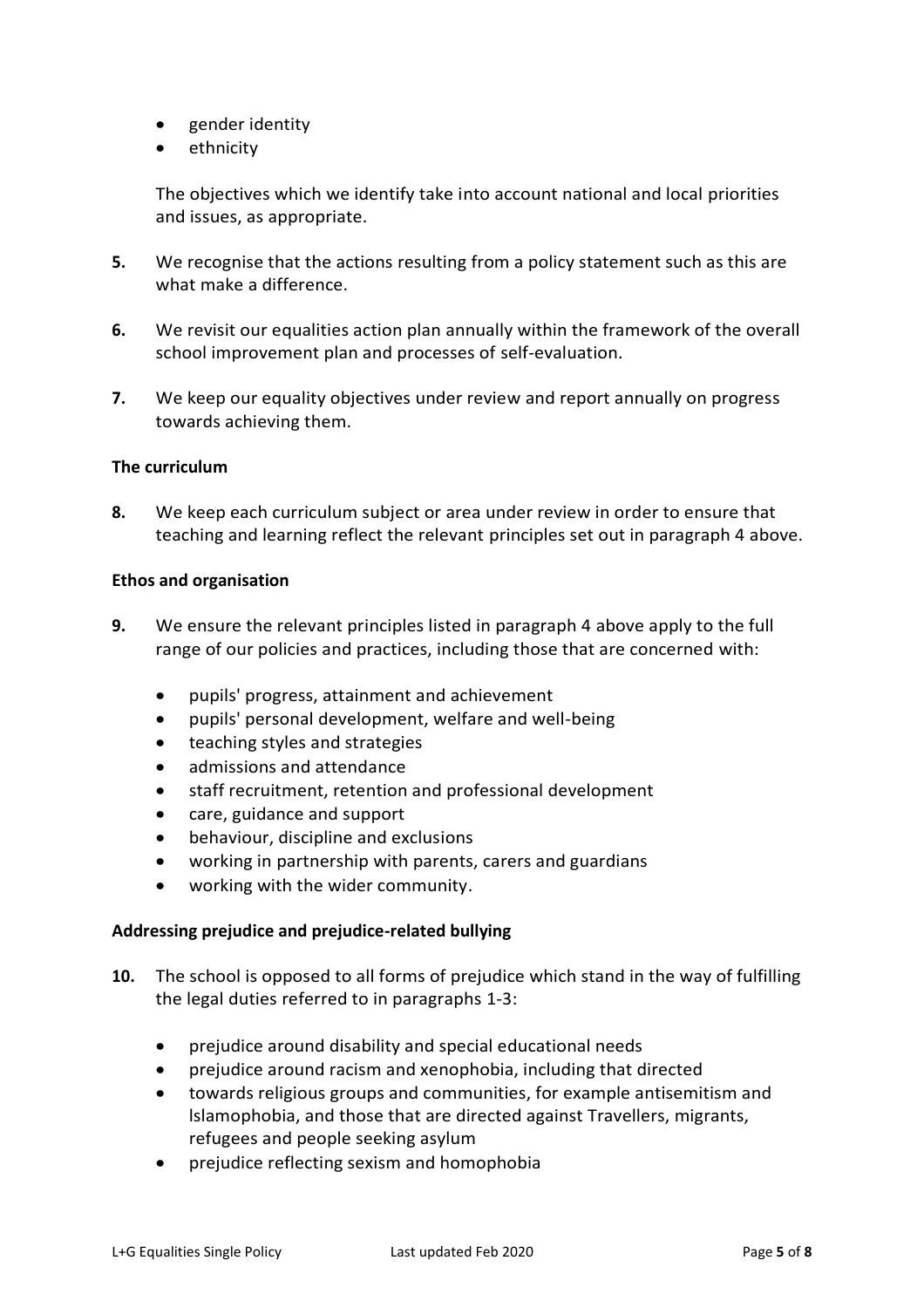- gender identity
- ethnicity

The objectives which we identify take into account national and local priorities and issues, as appropriate.

**5.** We recognise that the actions resulting from a policy statement such as this are what make a difference.

**6.** We revisit our equalities action plan annually within the framework of the overall school improvement plan and processes of self-evaluation.

**7.** We keep our equality objectives under review and report annually on progress towards achieving them.

**The curriculum**

**8.** We keep each curriculum subject or area under review in order to ensure that teaching and learning reflect the relevant principles set out in paragraph 4 above.

**Ethos and organisation**

**9.** We ensure the relevant principles listed in paragraph 4 above apply to the full range of our policies and practices, including those that are concerned with:

- pupils' progress, attainment and achievement
- pupils' personal development, welfare and well-being
- teaching styles and strategies
- admissions and attendance
- staff recruitment, retention and professional development
- care, guidance and support
- behaviour, discipline and exclusions
- working in partnership with parents, carers and guardians
- working with the wider community.

**Addressing prejudice and prejudice-related bullying**

**10.** The school is opposed to all forms of prejudice which stand in the way of fulfilling the legal duties referred to in paragraphs 1-3:

- prejudice around disability and special educational needs
- prejudice around racism and xenophobia, including that directed
- towards religious groups and communities, for example antisemitism and Islamophobia, and those that are directed against Travellers, migrants, refugees and people seeking asylum
- prejudice reflecting sexism and homophobia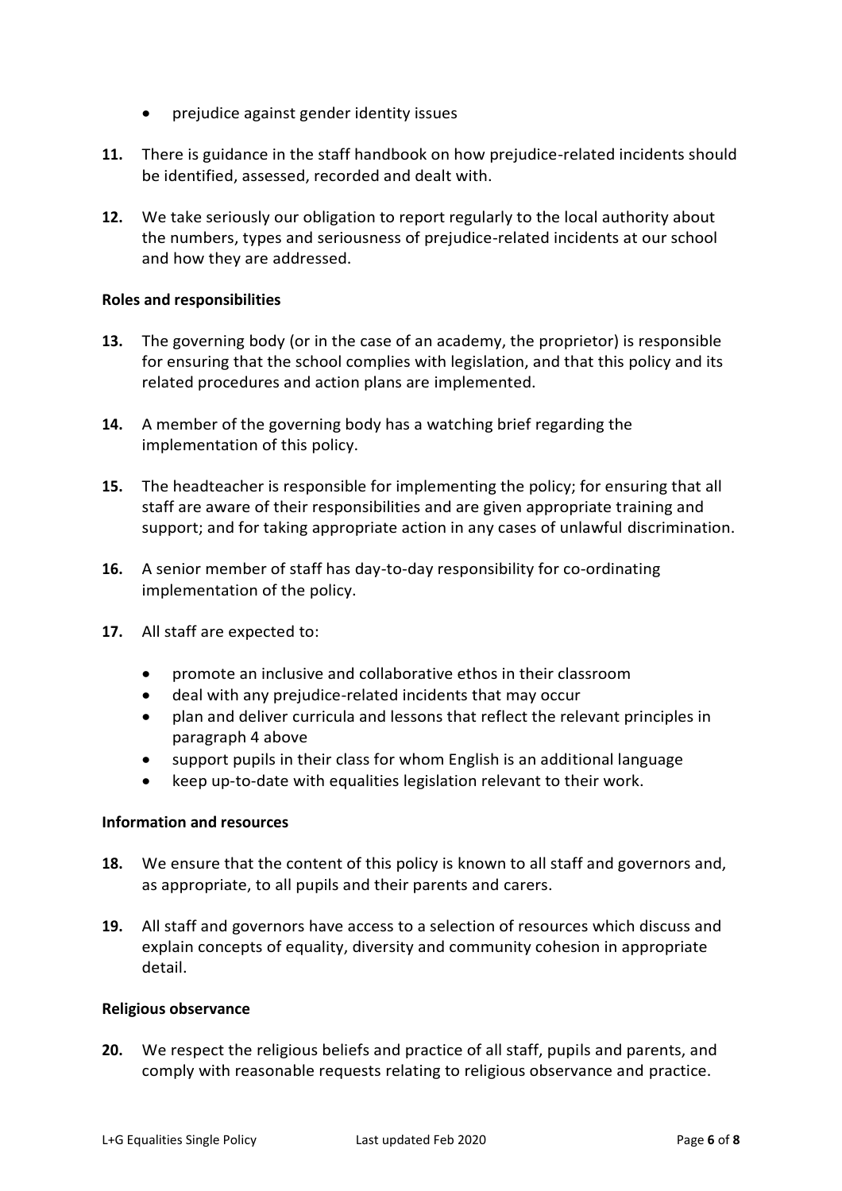- prejudice against gender identity issues

**11.** There is guidance in the staff handbook on how prejudice-related incidents should be identified, assessed, recorded and dealt with.

**12.** We take seriously our obligation to report regularly to the local authority about the numbers, types and seriousness of prejudice-related incidents at our school and how they are addressed.

**Roles and responsibilities**

**13.** The governing body (or in the case of an academy, the proprietor) is responsible for ensuring that the school complies with legislation, and that this policy and its related procedures and action plans are implemented.

**14.** A member of the governing body has a watching brief regarding the implementation of this policy.

**15.** The headteacher is responsible for implementing the policy; for ensuring that all staff are aware of their responsibilities and are given appropriate training and support; and for taking appropriate action in any cases of unlawful discrimination.

**16.** A senior member of staff has day-to-day responsibility for co-ordinating implementation of the policy.

**17.** All staff are expected to:

- promote an inclusive and collaborative ethos in their classroom
- deal with any prejudice-related incidents that may occur
- plan and deliver curricula and lessons that reflect the relevant principles in paragraph 4 above
- support pupils in their class for whom English is an additional language
- keep up-to-date with equalities legislation relevant to their work.

**Information and resources**

**18.** We ensure that the content of this policy is known to all staff and governors and, as appropriate, to all pupils and their parents and carers.

**19.** All staff and governors have access to a selection of resources which discuss and explain concepts of equality, diversity and community cohesion in appropriate detail.

**Religious observance**

**20.** We respect the religious beliefs and practice of all staff, pupils and parents, and comply with reasonable requests relating to religious observance and practice.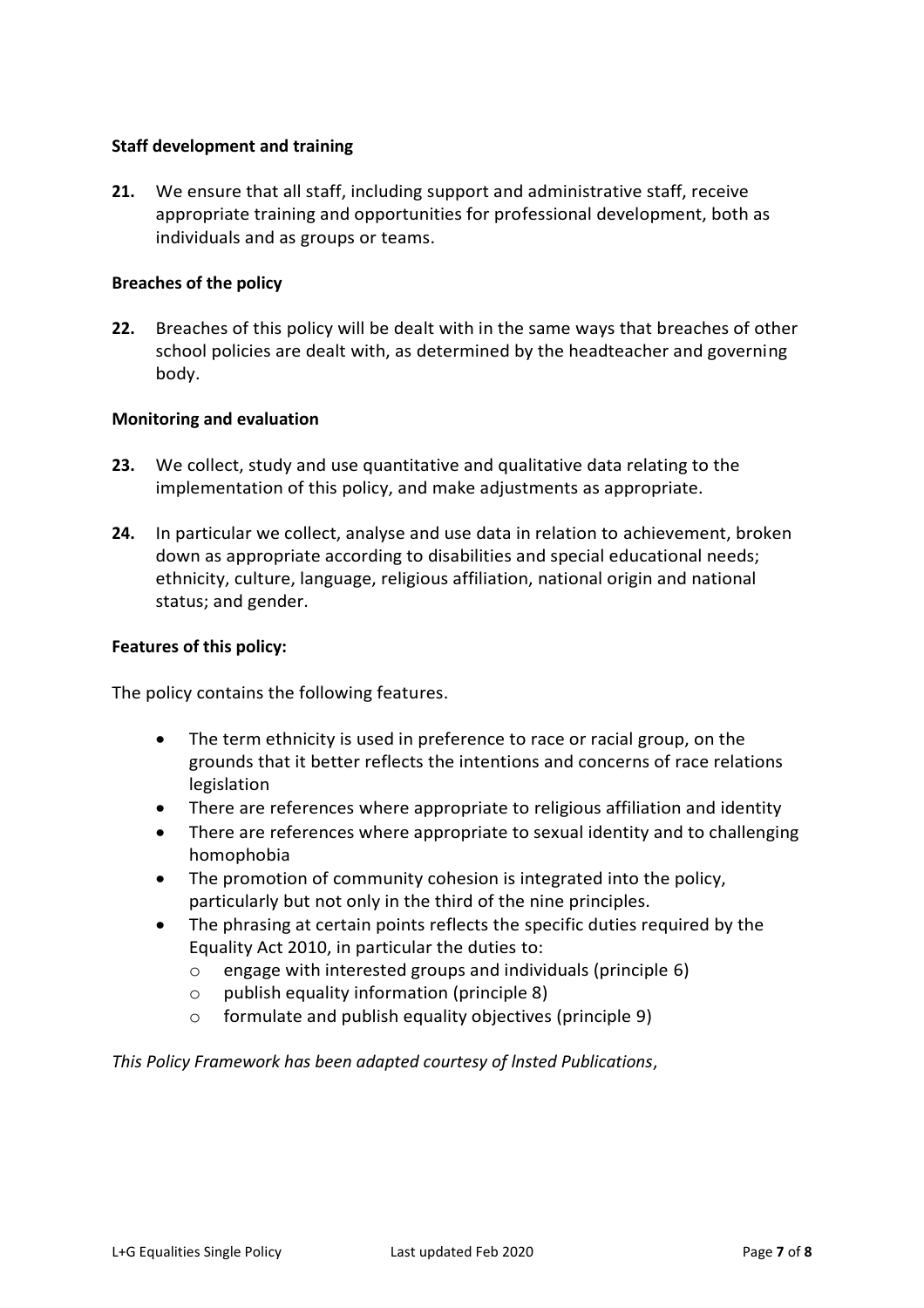**Staff development and training**

**21.** We ensure that all staff, including support and administrative staff, receive appropriate training and opportunities for professional development, both as individuals and as groups or teams.

**Breaches of the policy**

**22.** Breaches of this policy will be dealt with in the same ways that breaches of other school policies are dealt with, as determined by the headteacher and governing body.

**Monitoring and evaluation**

**23.** We collect, study and use quantitative and qualitative data relating to the implementation of this policy, and make adjustments as appropriate.

**24.** In particular we collect, analyse and use data in relation to achievement, broken down as appropriate according to disabilities and special educational needs; ethnicity, culture, language, religious affiliation, national origin and national status; and gender.

**Features of this policy:**

The policy contains the following features.

- The term ethnicity is used in preference to race or racial group, on the grounds that it better reflects the intentions and concerns of race relations legislation
- There are references where appropriate to religious affiliation and identity
- There are references where appropriate to sexual identity and to challenging homophobia
- The promotion of community cohesion is integrated into the policy, particularly but not only in the third of the nine principles.
- The phrasing at certain points reflects the specific duties required by the Equality Act 2010, in particular the duties to:
    - engage with interested groups and individuals (principle 6)
    - publish equality information (principle 8)
    - formulate and publish equality objectives (principle 9)

*This Policy Framework has been adapted courtesy of Insted Publications*,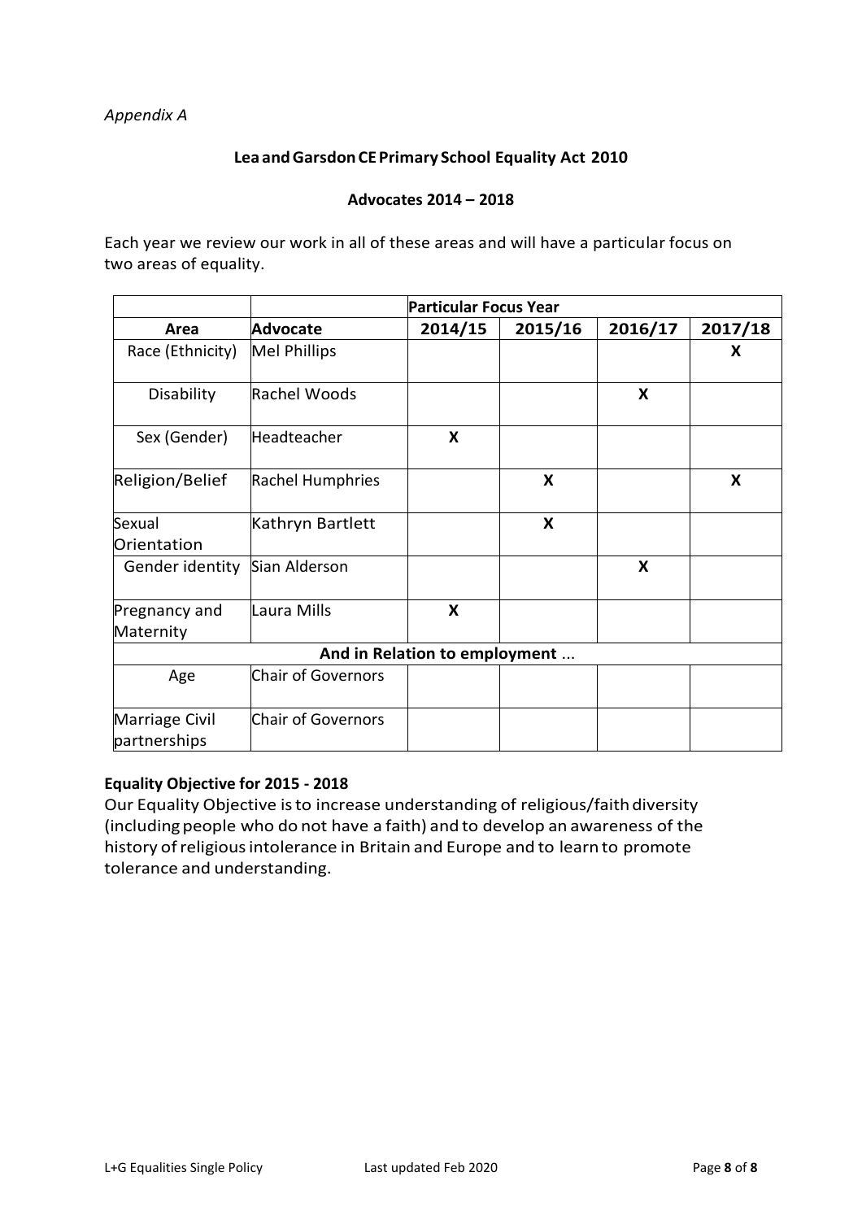*Appendix A*

**Lea and Garsdon CE Primary School Equality Act 2010**

**Advocates 2014 – 2018**

Each year we review our work in all of these areas and will have a particular focus on two areas of equality.

| | | **Particular Focus Year** | | | |
|---|---|---|---|---|---|
| **Area** | **Advocate** | **2014/15** | **2015/16** | **2016/17** | **2017/18** |
| Race (Ethnicity) | Mel Phillips | | | | **X** |
| Disability | Rachel Woods | | | **X** | |
| Sex (Gender) | Headteacher | **X** | | | |
| Religion/Belief | Rachel Humphries | | **X** | | **X** |
| Sexual Orientation | Kathryn Bartlett | | **X** | | |
| Gender identity | Sian Alderson | | | **X** | |
| Pregnancy and Maternity | Laura Mills | **X** | | | |
| **And in Relation to employment ...** | | | | | |
| Age | Chair of Governors | | | | |
| Marriage Civil partnerships | Chair of Governors | | | | |

**Equality Objective for 2015 - 2018**

Our Equality Objective is to increase understanding of religious/faith diversity (including people who do not have a faith) and to develop an awareness of the history of religious intolerance in Britain and Europe and to learn to promote tolerance and understanding.